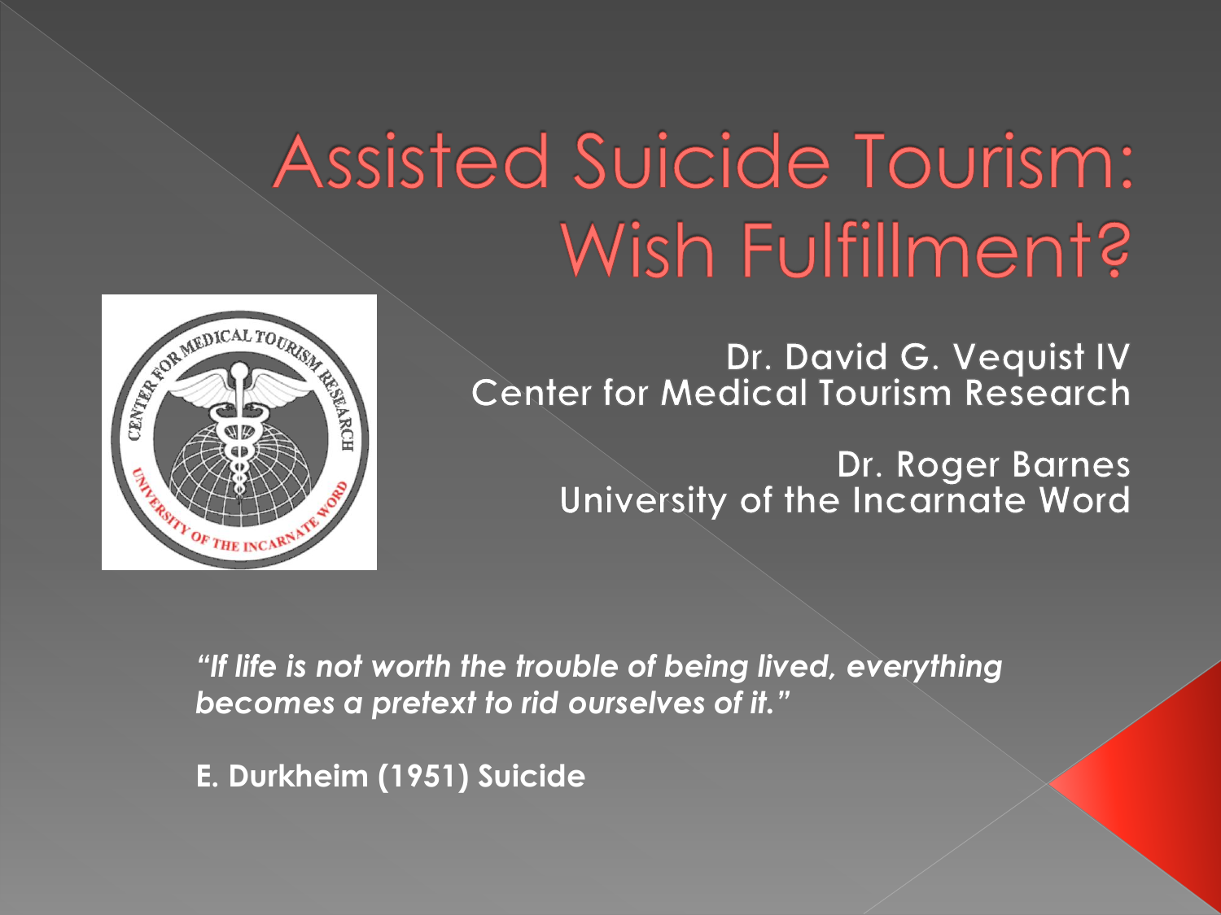# Assisted Suicide Tourism: Wish Fulfillment?

Dr. David G. Vequist IV
Center for Medical Tourism Research

Dr. Roger Barnes
University of the Incarnate Word

***"If life is not worth the trouble of being lived, everything becomes a pretext to rid ourselves of it."***

**E. Durkheim (1951) Suicide**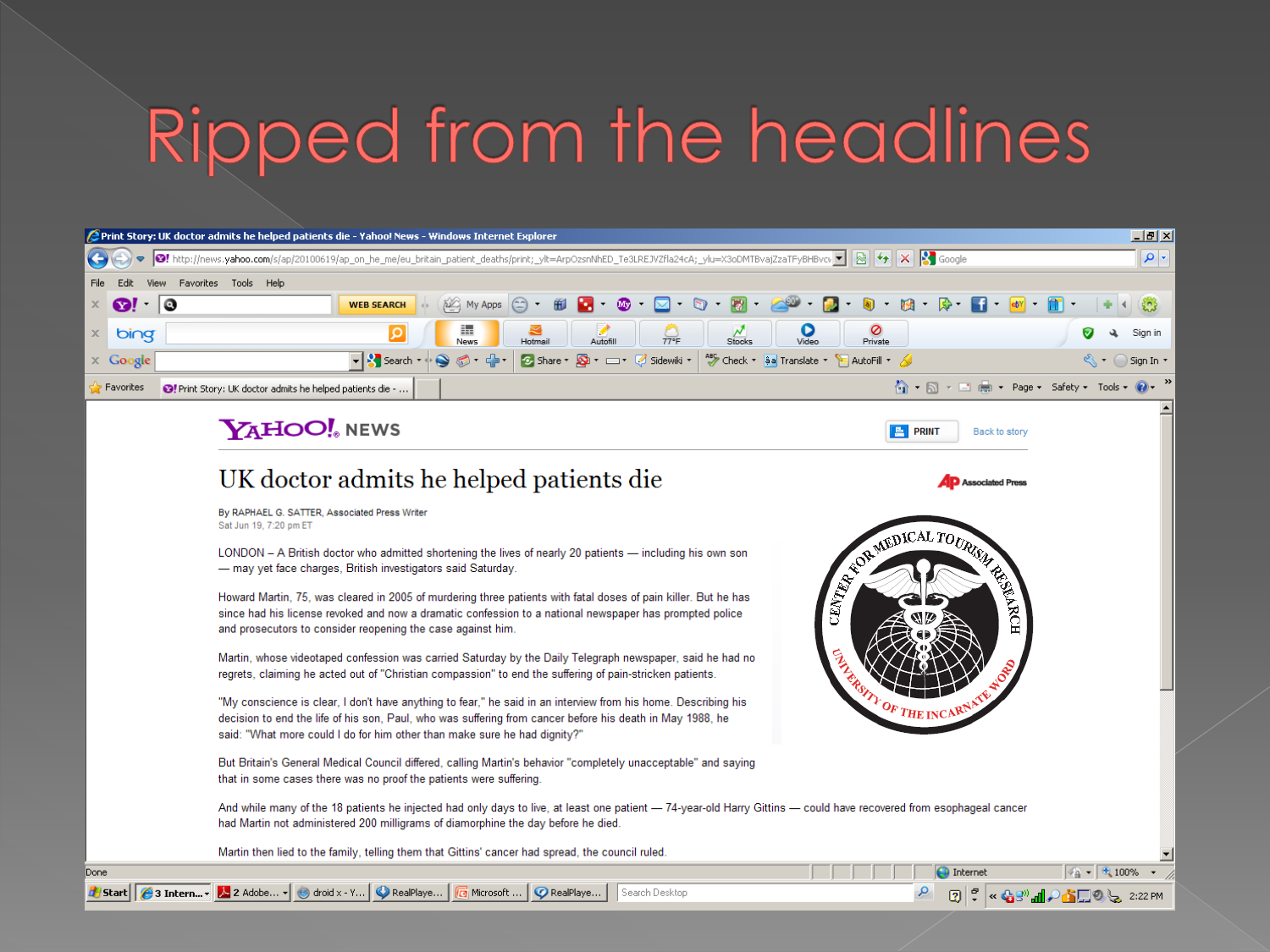# Ripped from the headlines

## UK doctor admits he helped patients die

By RAPHAEL G. SATTER, Associated Press Writer
Sat Jun 19, 7:20 pm ET

LONDON – A British doctor who admitted shortening the lives of nearly 20 patients — including his own son — may yet face charges, British investigators said Saturday.

Howard Martin, 75, was cleared in 2005 of murdering three patients with fatal doses of pain killer. But he has since had his license revoked and now a dramatic confession to a national newspaper has prompted police and prosecutors to consider reopening the case against him.

Martin, whose videotaped confession was carried Saturday by the Daily Telegraph newspaper, said he had no regrets, claiming he acted out of "Christian compassion" to end the suffering of pain-stricken patients.

"My conscience is clear, I don't have anything to fear," he said in an interview from his home. Describing his decision to end the life of his son, Paul, who was suffering from cancer before his death in May 1988, he said: "What more could I do for him other than make sure he had dignity?"

But Britain's General Medical Council differed, calling Martin's behavior "completely unacceptable" and saying that in some cases there was no proof the patients were suffering.

And while many of the 18 patients he injected had only days to live, at least one patient — 74-year-old Harry Gittins — could have recovered from esophageal cancer had Martin not administered 200 milligrams of diamorphine the day before he died.

Martin then lied to the family, telling them that Gittins' cancer had spread, the council ruled.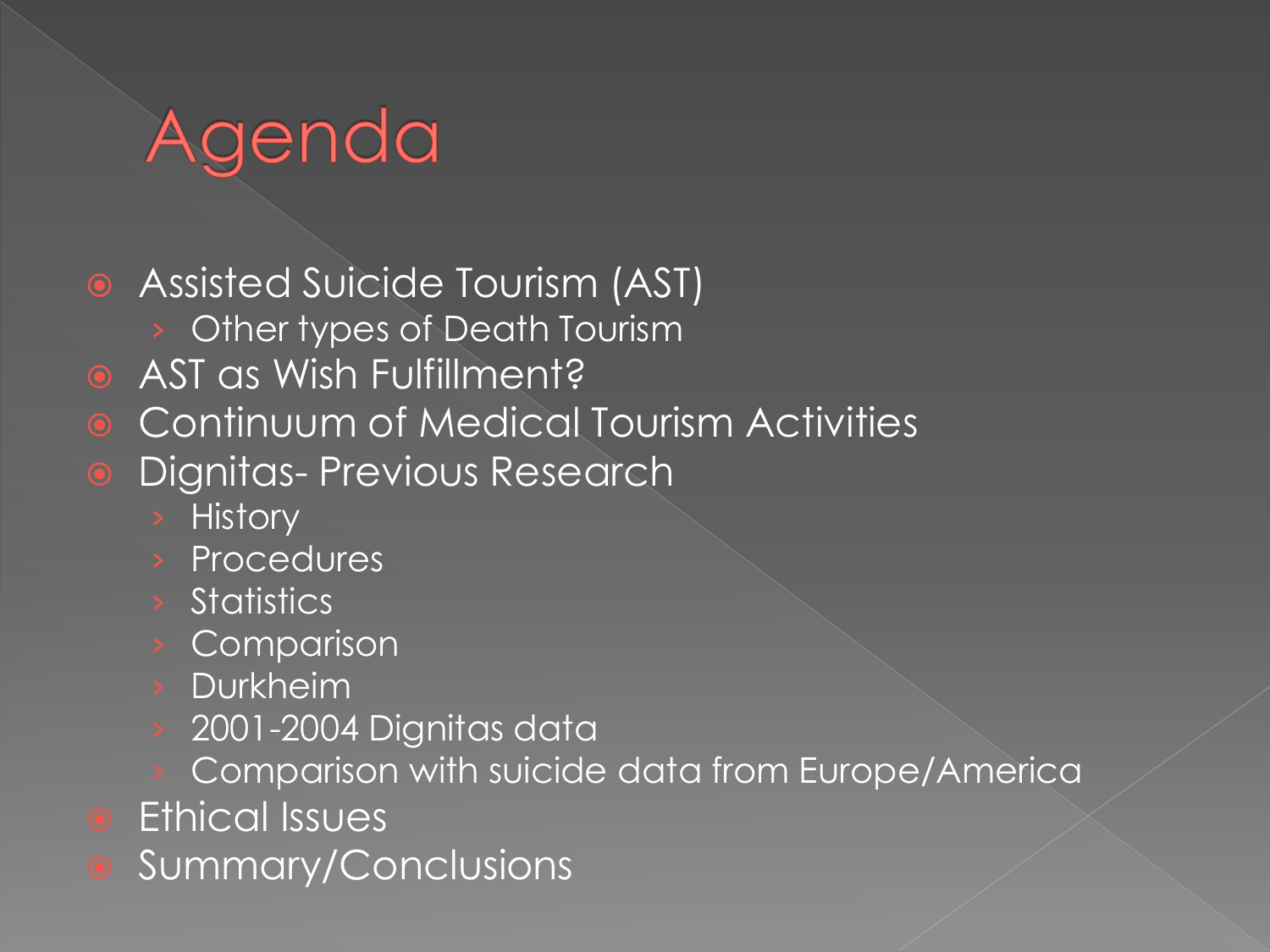# Agenda

- Assisted Suicide Tourism (AST)
  - Other types of Death Tourism
- AST as Wish Fulfillment?
- Continuum of Medical Tourism Activities
- Dignitas- Previous Research
  - History
  - Procedures
  - Statistics
  - Comparison
  - Durkheim
  - 2001-2004 Dignitas data
  - Comparison with suicide data from Europe/America
- Ethical Issues
- Summary/Conclusions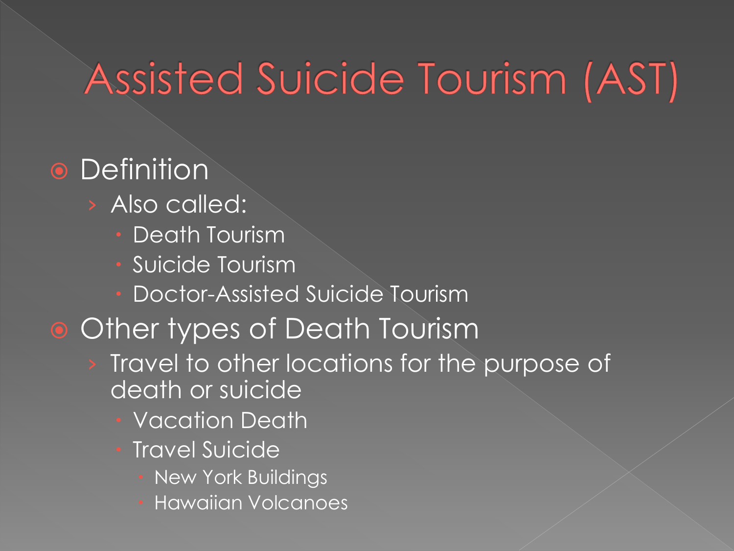# Assisted Suicide Tourism (AST)

- Definition
  - Also called:
    - Death Tourism
    - Suicide Tourism
    - Doctor-Assisted Suicide Tourism
- Other types of Death Tourism
  - Travel to other locations for the purpose of death or suicide
    - Vacation Death
    - Travel Suicide
      - New York Buildings
      - Hawaiian Volcanoes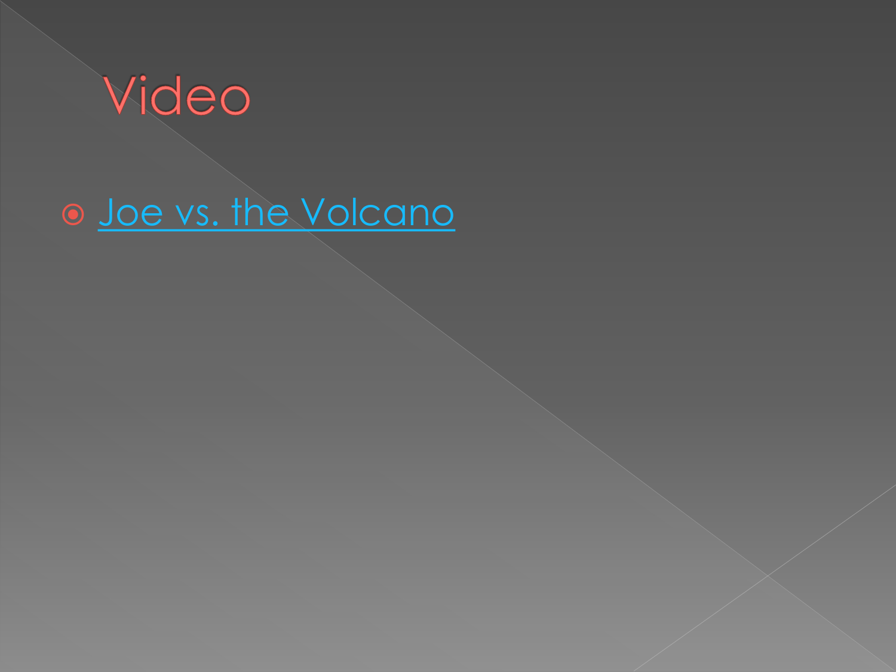# Video

- Joe vs. the Volcano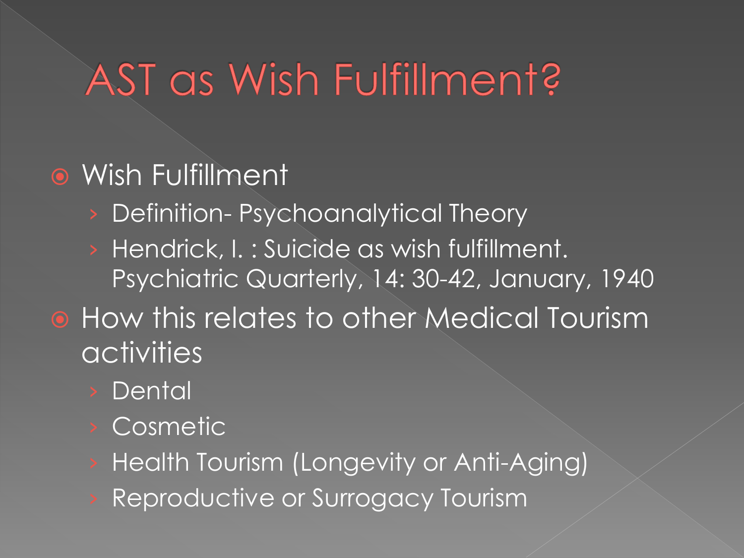# AST as Wish Fulfillment?

- Wish Fulfillment
  - Definition- Psychoanalytical Theory
  - Hendrick, I. : Suicide as wish fulfillment. Psychiatric Quarterly, 14: 30-42, January, 1940
- How this relates to other Medical Tourism activities
  - Dental
  - Cosmetic
  - Health Tourism (Longevity or Anti-Aging)
  - Reproductive or Surrogacy Tourism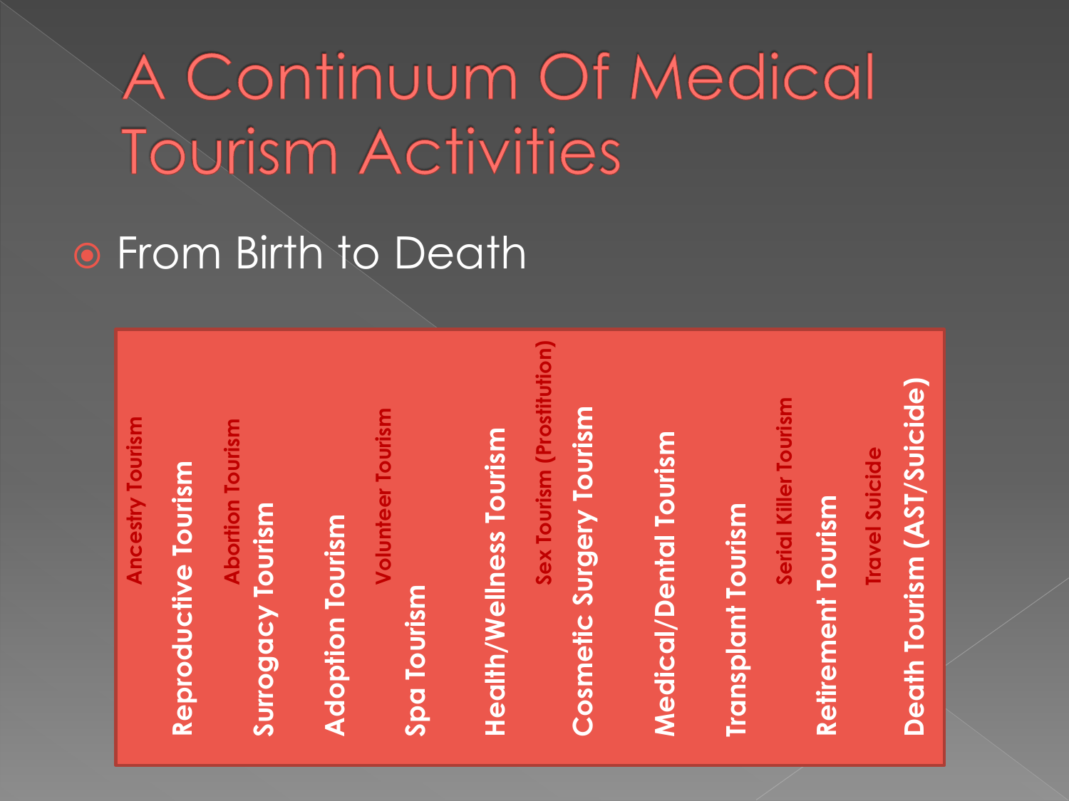# A Continuum Of Medical Tourism Activities

- From Birth to Death

- Ancestry Tourism
- Reproductive Tourism
- Abortion Tourism
- Surrogacy Tourism
- Adoption Tourism
- Volunteer Tourism
- Spa Tourism
- Health/Wellness Tourism
- Sex Tourism (Prostitution)
- Cosmetic Surgery Tourism
- Medical/Dental Tourism
- Transplant Tourism
- Serial Killer Tourism
- Retirement Tourism
- Travel Suicide
- Death Tourism (AST/Suicide)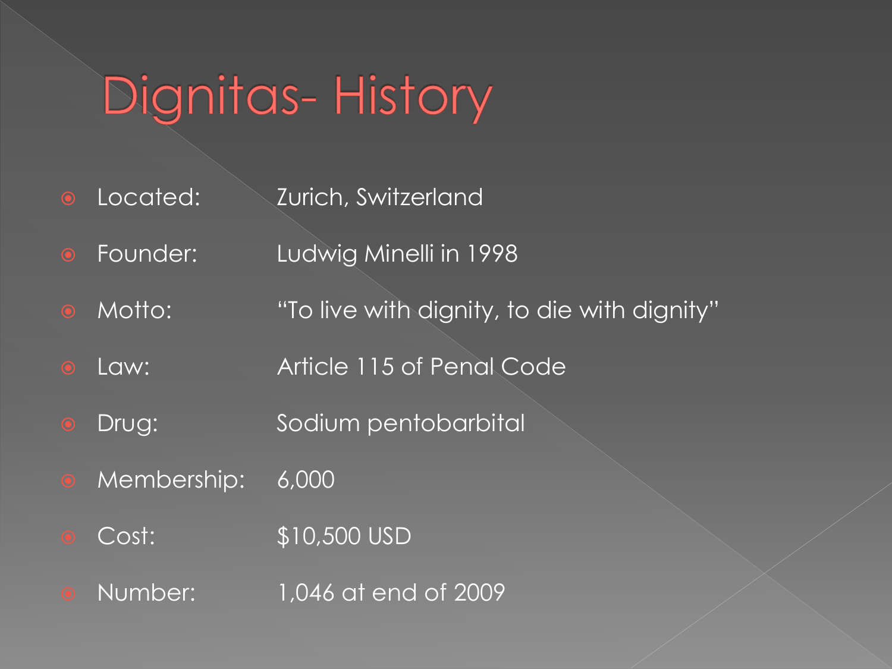# Dignitas- History

- Located: Zurich, Switzerland
- Founder: Ludwig Minelli in 1998
- Motto: "To live with dignity, to die with dignity"
- Law: Article 115 of Penal Code
- Drug: Sodium pentobarbital
- Membership: 6,000
- Cost: $10,500 USD
- Number: 1,046 at end of 2009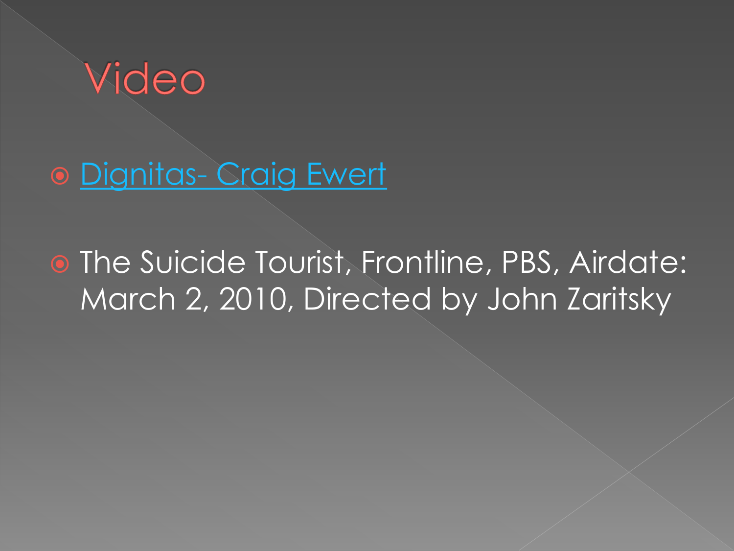# Video

- Dignitas- Craig Ewert
- The Suicide Tourist, Frontline, PBS, Airdate: March 2, 2010, Directed by John Zaritsky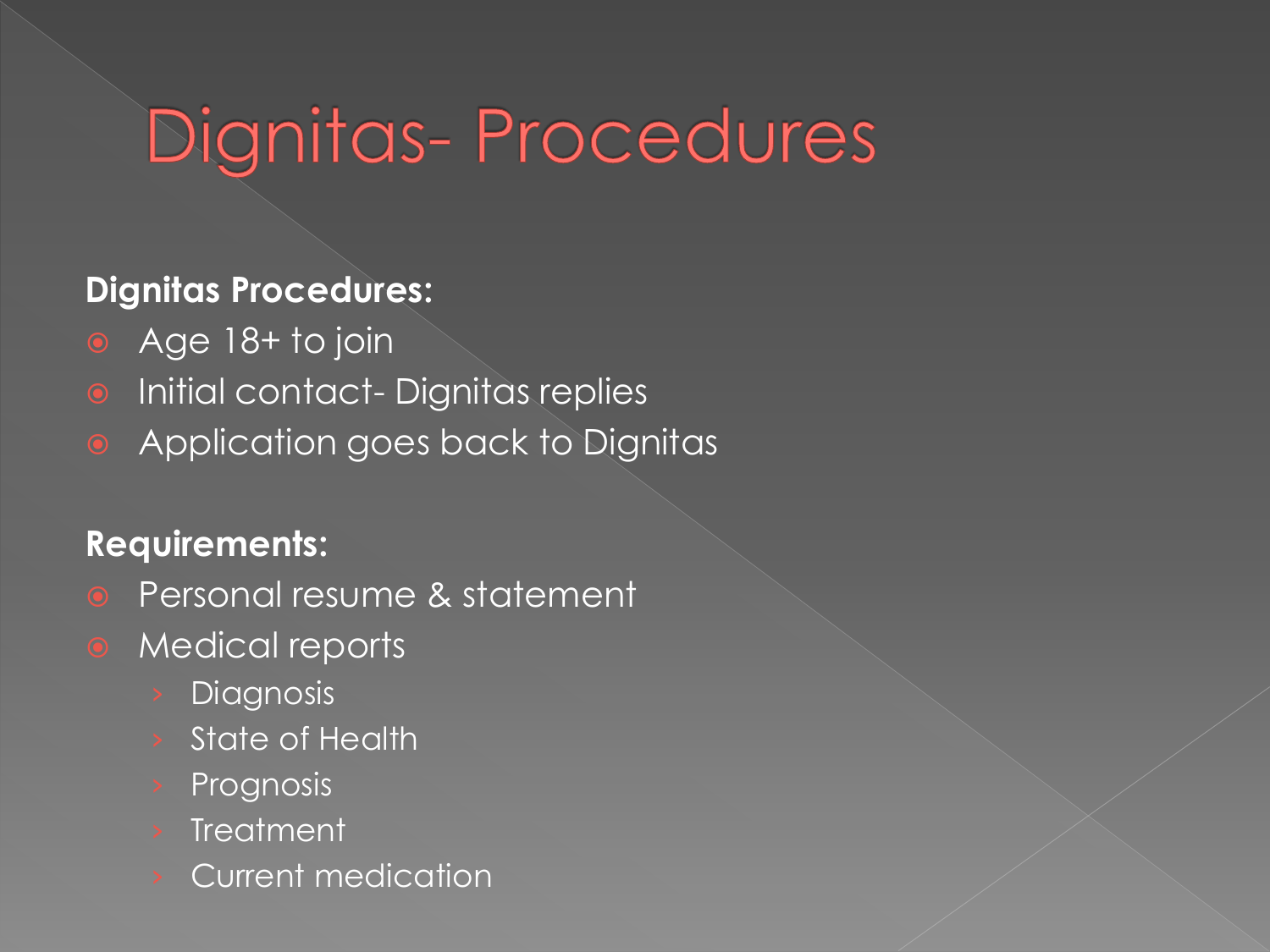# Dignitas- Procedures

**Dignitas Procedures:**

- Age 18+ to join
- Initial contact- Dignitas replies
- Application goes back to Dignitas

**Requirements:**

- Personal resume & statement
- Medical reports
  - Diagnosis
  - State of Health
  - Prognosis
  - Treatment
  - Current medication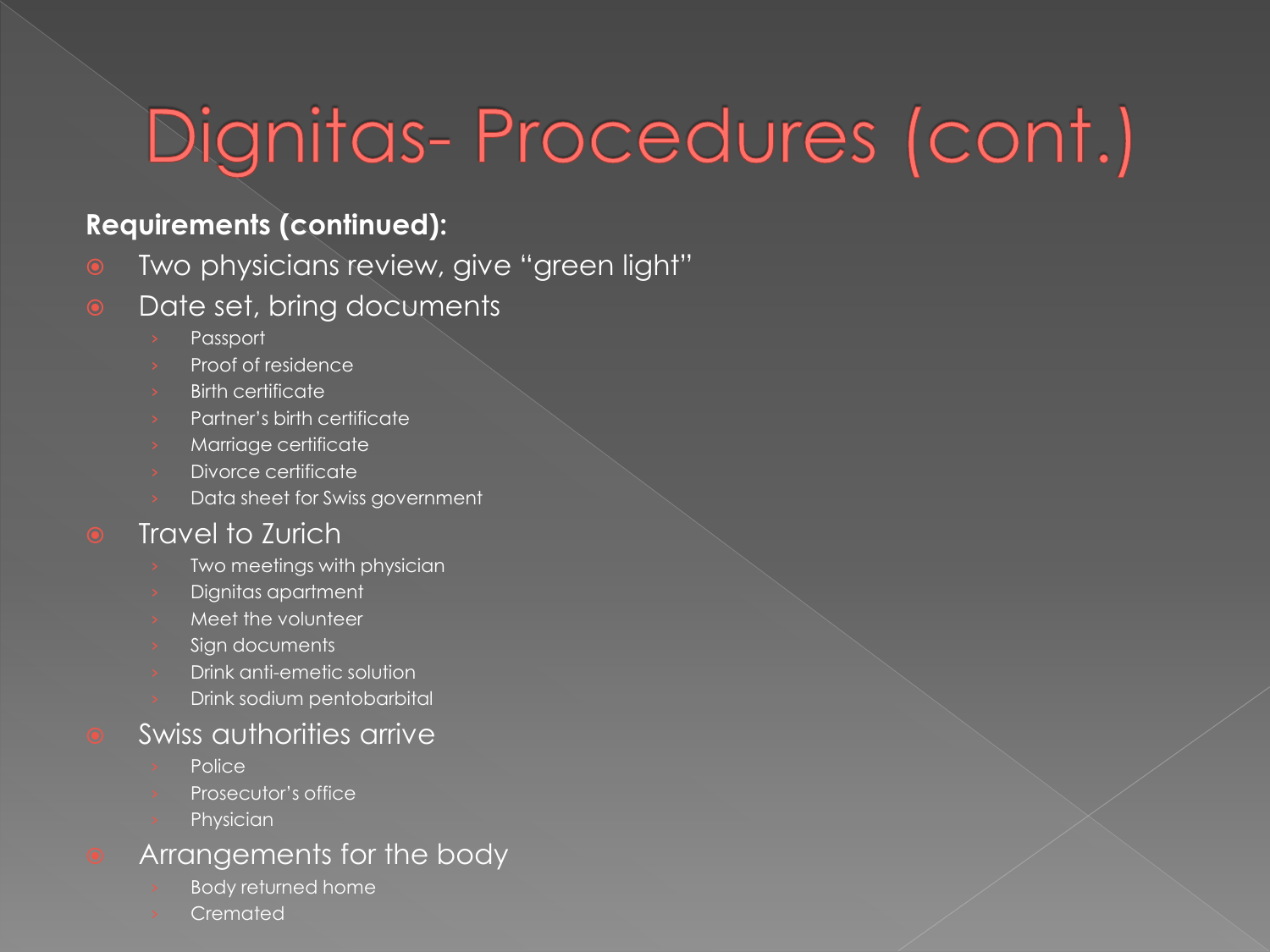# Dignitas- Procedures (cont.)

**Requirements (continued):**

- Two physicians review, give "green light"
- Date set, bring documents
  - Passport
  - Proof of residence
  - Birth certificate
  - Partner's birth certificate
  - Marriage certificate
  - Divorce certificate
  - Data sheet for Swiss government
- Travel to Zurich
  - Two meetings with physician
  - Dignitas apartment
  - Meet the volunteer
  - Sign documents
  - Drink anti-emetic solution
  - Drink sodium pentobarbital
- Swiss authorities arrive
  - Police
  - Prosecutor's office
  - Physician
- Arrangements for the body
  - Body returned home
  - Cremated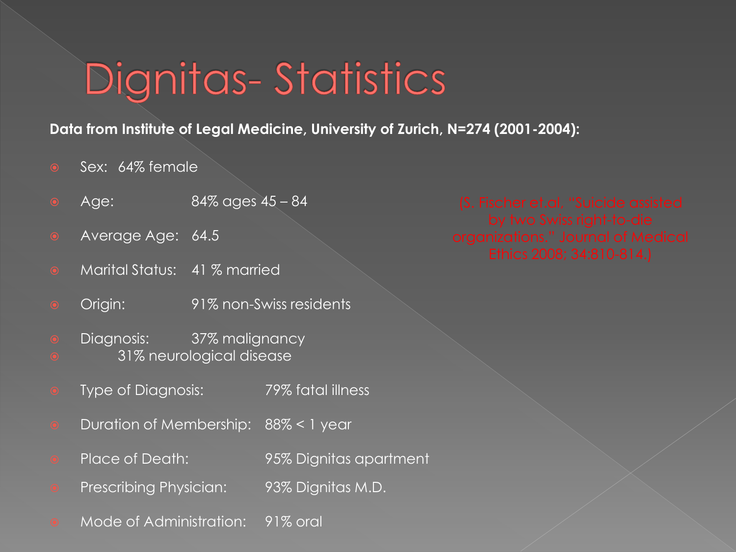# Dignitas- Statistics

**Data from Institute of Legal Medicine, University of Zurich, N=274 (2001-2004):**

(S. Fischer et.al, "Suicide assisted by two Swiss right-to-die organizations." Journal of Medical Ethics 2008; 34:810-814.)

- Sex: 64% female
- Age: 84% ages 45 – 84
- Average Age: 64.5
- Marital Status: 41 % married
- Origin: 91% non-Swiss residents
- Diagnosis: 37% malignancy
- 31% neurological disease
- Type of Diagnosis: 79% fatal illness
- Duration of Membership: 88% < 1 year
- Place of Death: 95% Dignitas apartment
- Prescribing Physician: 93% Dignitas M.D.
- Mode of Administration: 91% oral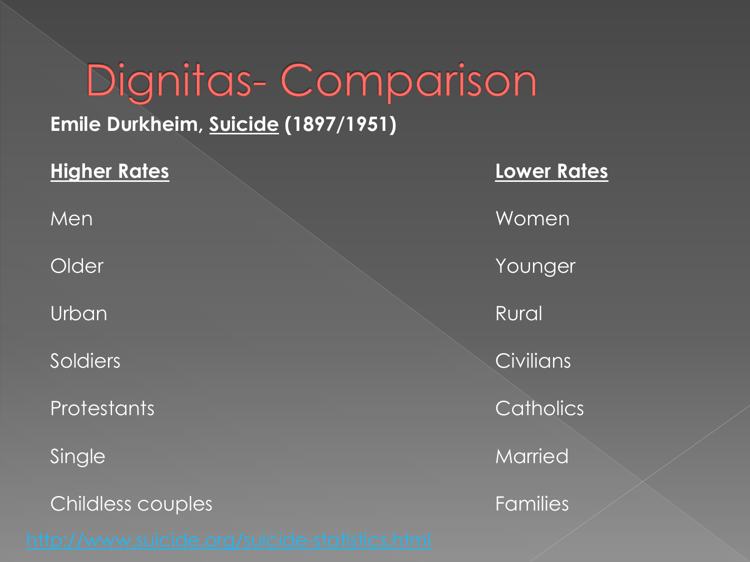# Dignitas- Comparison

**Emile Durkheim, Suicide (1897/1951)**

| **Higher Rates** | **Lower Rates** |
| --- | --- |
| Men | Women |
| Older | Younger |
| Urban | Rural |
| Soldiers | Civilians |
| Protestants | Catholics |
| Single | Married |
| Childless couples | Families |

http://www.suicide.org/suicide-statistics.html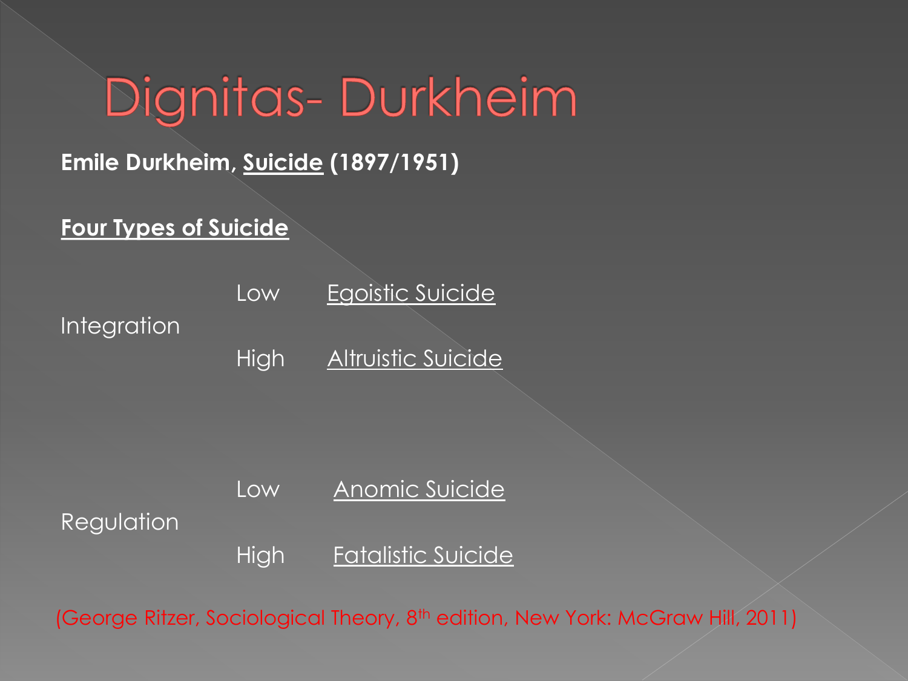# Dignitas- Durkheim

**Emile Durkheim, Suicide (1897/1951)**

**Four Types of Suicide**

| | | |
|---|---|---|
| Integration | Low | Egoistic Suicide |
| | High | Altruistic Suicide |
| Regulation | Low | Anomic Suicide |
| | High | Fatalistic Suicide |

(George Ritzer, Sociological Theory, 8th edition, New York: McGraw Hill, 2011)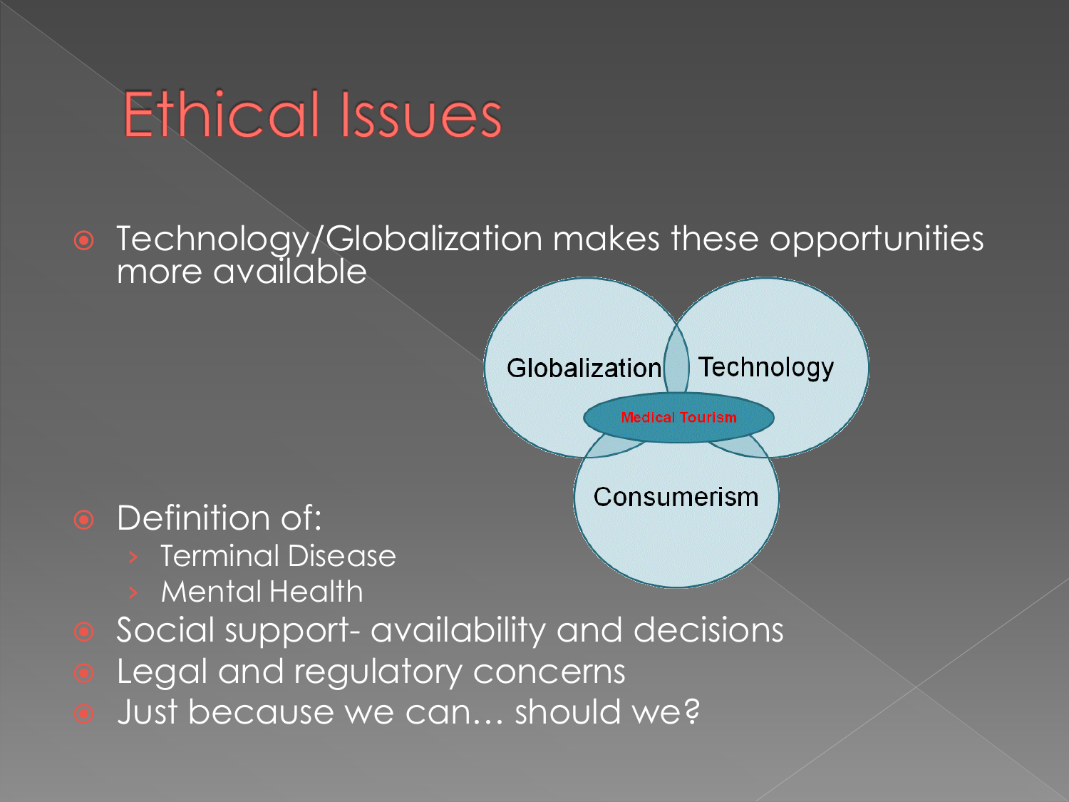# Ethical Issues

- Technology/Globalization makes these opportunities more available

Globalization — Technology — Consumerism — Medical Tourism

- Definition of:
  - Terminal Disease
  - Mental Health
- Social support- availability and decisions
- Legal and regulatory concerns
- Just because we can… should we?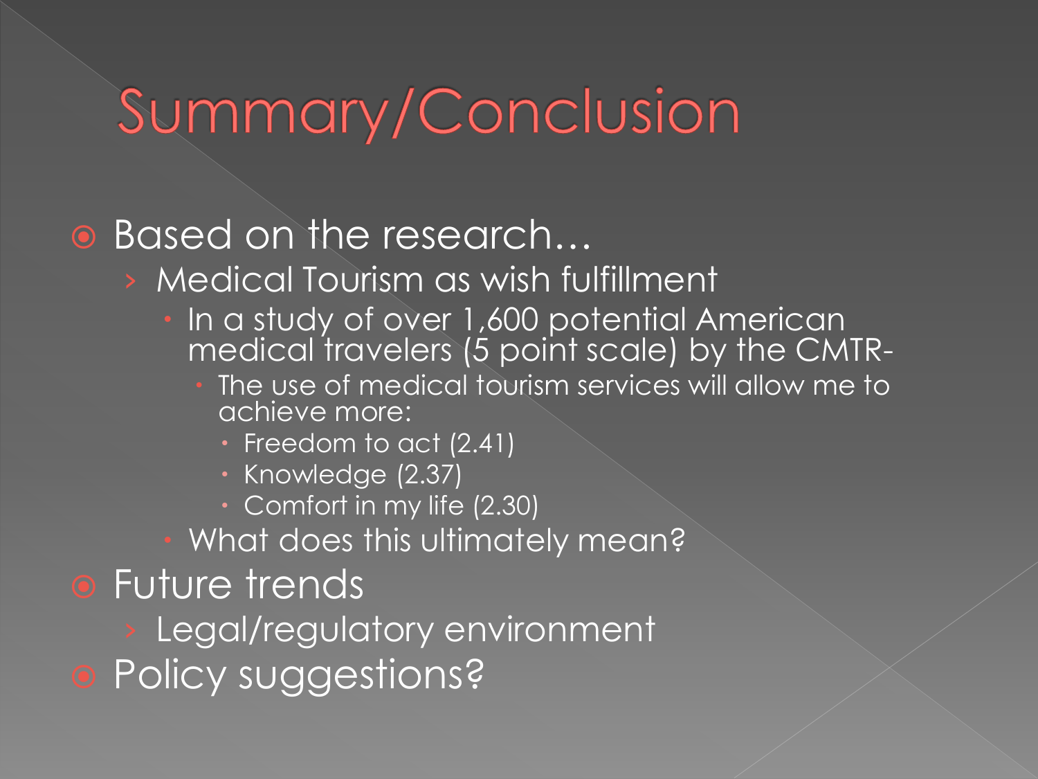# Summary/Conclusion

- Based on the research…
  - Medical Tourism as wish fulfillment
    - In a study of over 1,600 potential American medical travelers (5 point scale) by the CMTR-
      - The use of medical tourism services will allow me to achieve more:
        - Freedom to act (2.41)
        - Knowledge (2.37)
        - Comfort in my life (2.30)
    - What does this ultimately mean?
- Future trends
  - Legal/regulatory environment
- Policy suggestions?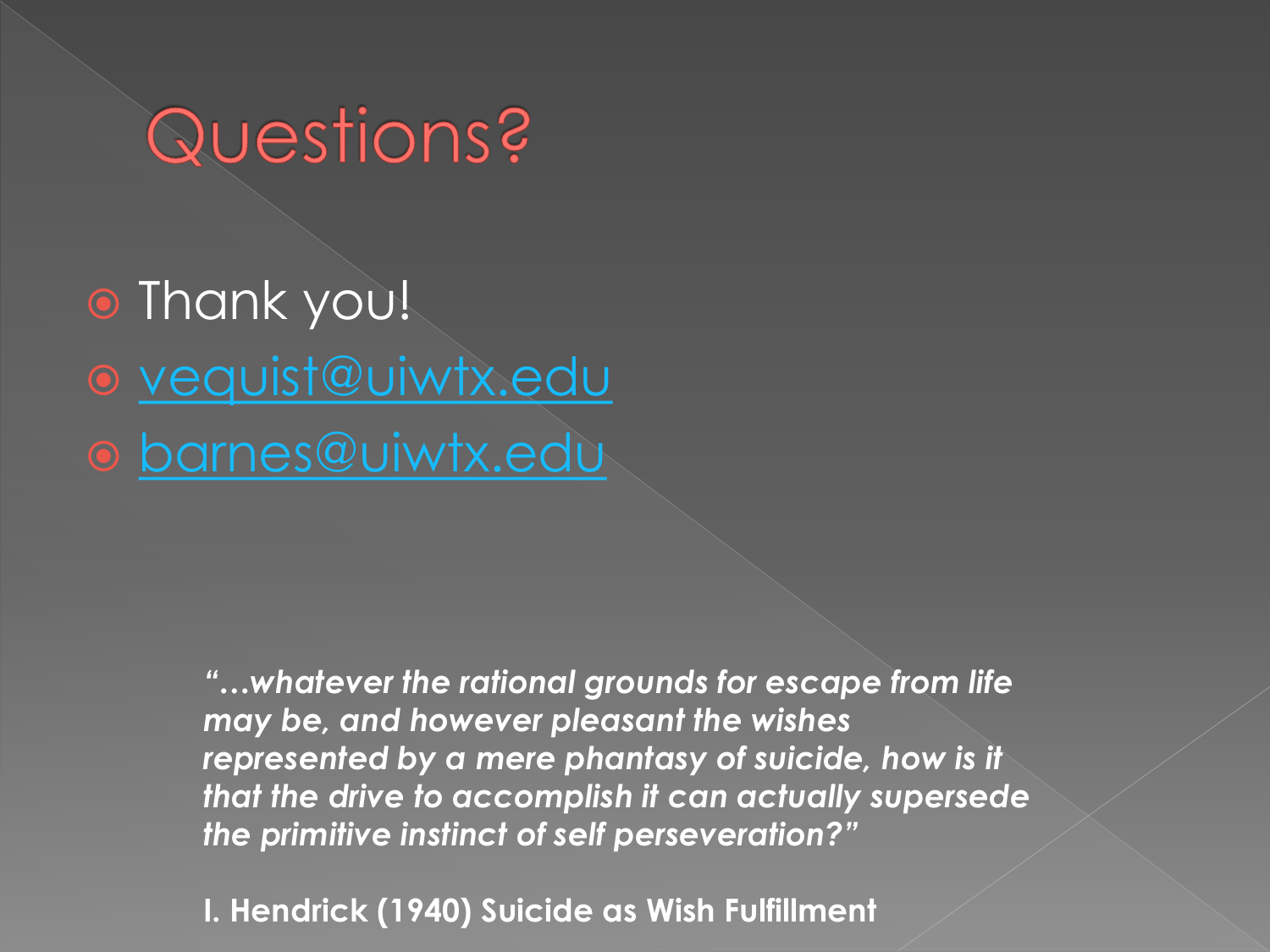# Questions?

- Thank you!
- vequist@uiwtx.edu
- barnes@uiwtx.edu

*"…whatever the rational grounds for escape from life may be, and however pleasant the wishes represented by a mere phantasy of suicide, how is it that the drive to accomplish it can actually supersede the primitive instinct of self perseveration?"*

**I. Hendrick (1940) Suicide as Wish Fulfillment**